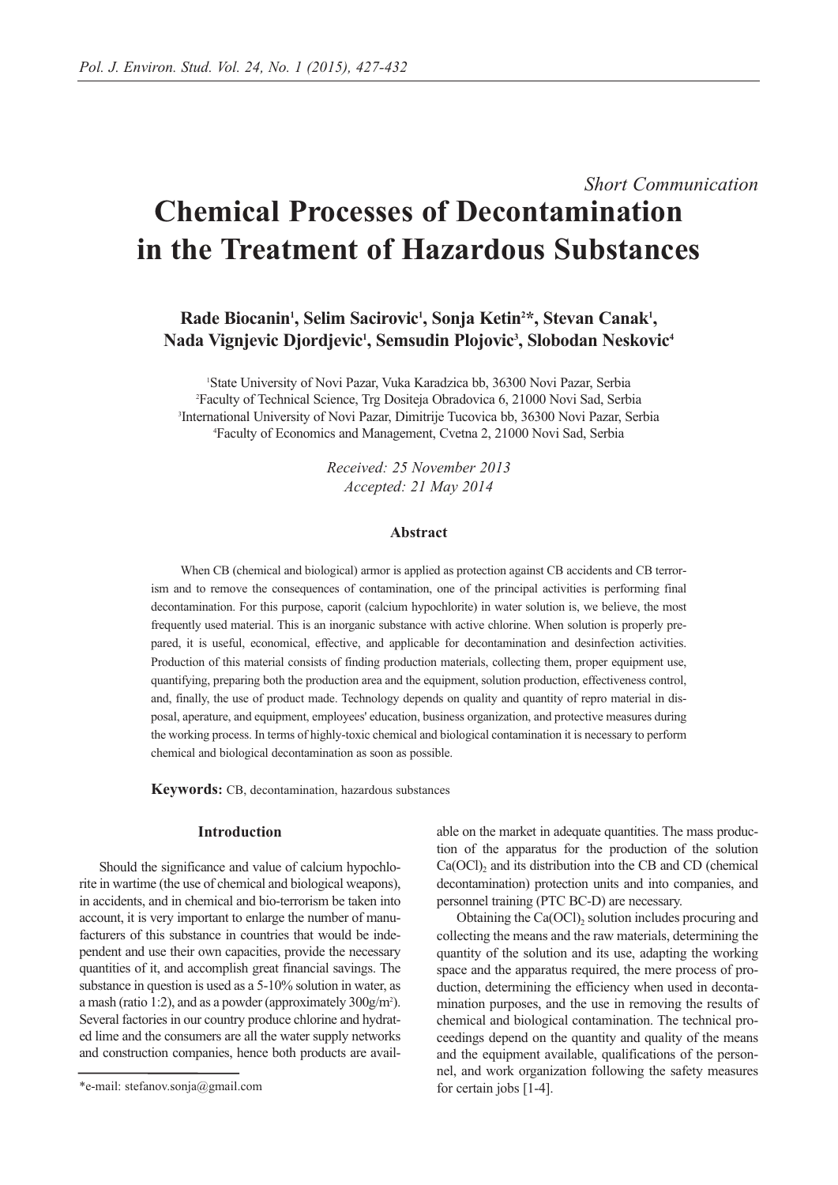*Short Communication*

# Chemical Processes of Decontamination in the Treatment of Hazardous Substances

**Rade Biocanin[1], Selim Sacirovic[1], Sonja Ketin[2]*, Stevan Canak[1], Nada Vignjevic Djordjevic[1], Semsudin Plojovic[3], Slobodan Neskovic[4]**

[1]State University of Novi Pazar, Vuka Karadzica bb, 36300 Novi Pazar, Serbia
[2]Faculty of Technical Science, Trg Dositeja Obradovica 6, 21000 Novi Sad, Serbia
[3]International University of Novi Pazar, Dimitrije Tucovica bb, 36300 Novi Pazar, Serbia
[4]Faculty of Economics and Management, Cvetna 2, 21000 Novi Sad, Serbia

*Received: 25 November 2013*
*Accepted: 21 May 2014*

## Abstract

When CB (chemical and biological) armor is applied as protection against CB accidents and CB terrorism and to remove the consequences of contamination, one of the principal activities is performing final decontamination. For this purpose, caporit (calcium hypochlorite) in water solution is, we believe, the most frequently used material. This is an inorganic substance with active chlorine. When solution is properly prepared, it is useful, economical, effective, and applicable for decontamination and desinfection activities. Production of this material consists of finding production materials, collecting them, proper equipment use, quantifying, preparing both the production area and the equipment, solution production, effectiveness control, and, finally, the use of product made. Technology depends on quality and quantity of repro material in disposal, aperature, and equipment, employees' education, business organization, and protective measures during the working process. In terms of highly-toxic chemical and biological contamination it is necessary to perform chemical and biological decontamination as soon as possible.

**Keywords:** CB, decontamination, hazardous substances

## Introduction

Should the significance and value of calcium hypochlorite in wartime (the use of chemical and biological weapons), in accidents, and in chemical and bio-terrorism be taken into account, it is very important to enlarge the number of manufacturers of this substance in countries that would be independent and use their own capacities, provide the necessary quantities of it, and accomplish great financial savings. The substance in question is used as a 5-10% solution in water, as a mash (ratio 1:2), and as a powder (approximately 300g/m$^2$). Several factories in our country produce chlorine and hydrated lime and the consumers are all the water supply networks and construction companies, hence both products are available on the market in adequate quantities. The mass production of the apparatus for the production of the solution $Ca(OCl)_2$ and its distribution into the CB and CD (chemical decontamination) protection units and into companies, and personnel training (PTC BC-D) are necessary.

Obtaining the $Ca(OCl)_2$ solution includes procuring and collecting the means and the raw materials, determining the quantity of the solution and its use, adapting the working space and the apparatus required, the mere process of production, determining the efficiency when used in decontamination purposes, and the use in removing the results of chemical and biological contamination. The technical proceedings depend on the quantity and quality of the means and the equipment available, qualifications of the personnel, and work organization following the safety measures for certain jobs [1-4].

*e-mail: stefanov.sonja@gmail.com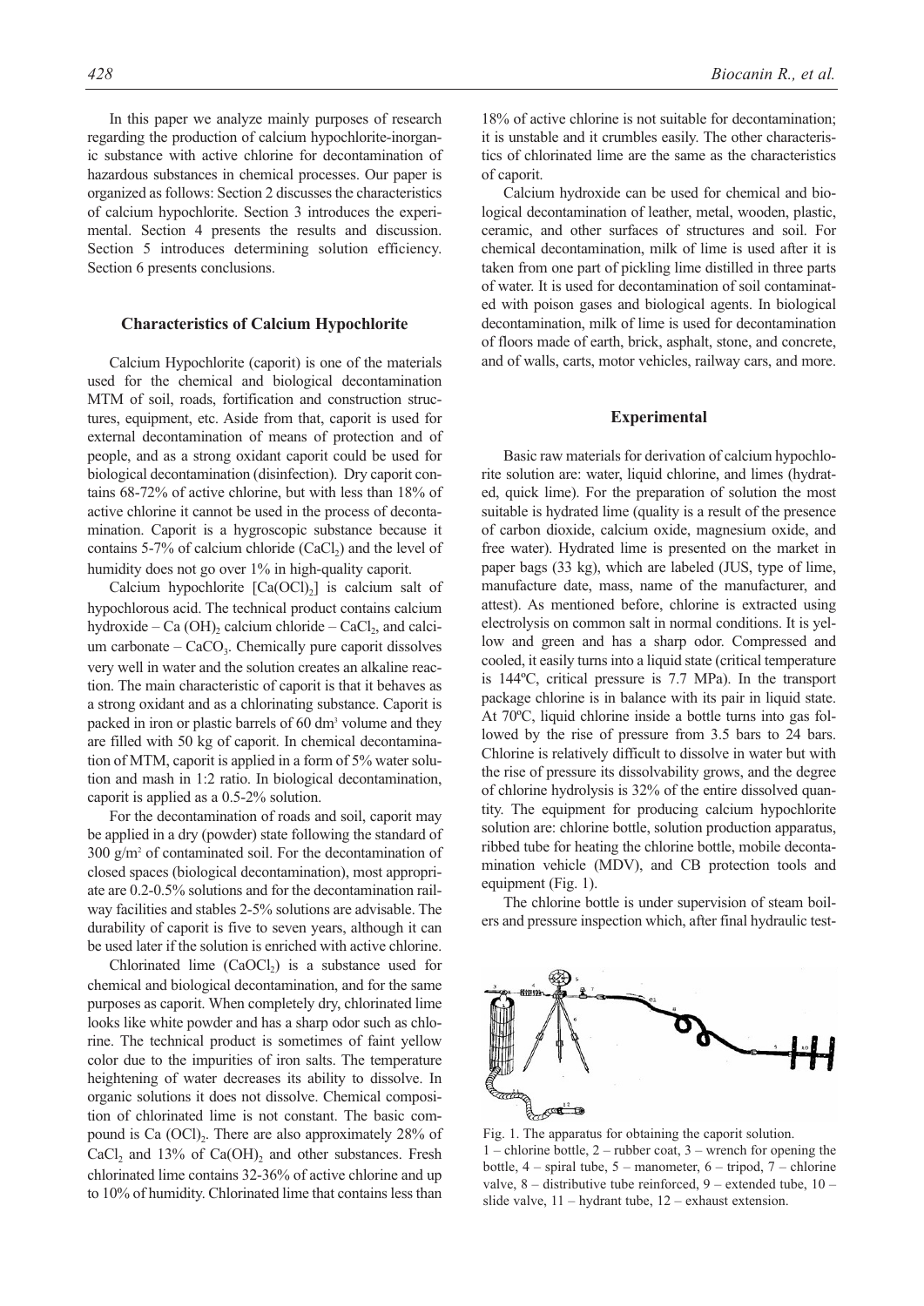In this paper we analyze mainly purposes of research regarding the production of calcium hypochlorite-inorganic substance with active chlorine for decontamination of hazardous substances in chemical processes. Our paper is organized as follows: Section 2 discusses the characteristics of calcium hypochlorite. Section 3 introduces the experimental. Section 4 presents the results and discussion. Section 5 introduces determining solution efficiency. Section 6 presents conclusions.

## Characteristics of Calcium Hypochlorite

Calcium Hypochlorite (caporit) is one of the materials used for the chemical and biological decontamination MTM of soil, roads, fortification and construction structures, equipment, etc. Aside from that, caporit is used for external decontamination of means of protection and of people, and as a strong oxidant caporit could be used for biological decontamination (disinfection). Dry caporit contains 68-72% of active chlorine, but with less than 18% of active chlorine it cannot be used in the process of decontamination. Caporit is a hygroscopic substance because it contains 5-7% of calcium chloride ($CaCl_2$) and the level of humidity does not go over 1% in high-quality caporit.

Calcium hypochlorite [$Ca(OCl)_2$] is calcium salt of hypochlorous acid. The technical product contains calcium hydroxide – $Ca(OH)_2$ calcium chloride – $CaCl_2$, and calcium carbonate – $CaCO_3$. Chemically pure caporit dissolves very well in water and the solution creates an alkaline reaction. The main characteristic of caporit is that it behaves as a strong oxidant and as a chlorinating substance. Caporit is packed in iron or plastic barrels of 60 $dm^3$ volume and they are filled with 50 kg of caporit. In chemical decontamination of MTM, caporit is applied in a form of 5% water solution and mash in 1:2 ratio. In biological decontamination, caporit is applied as a 0.5-2% solution.

For the decontamination of roads and soil, caporit may be applied in a dry (powder) state following the standard of 300 $g/m^2$ of contaminated soil. For the decontamination of closed spaces (biological decontamination), most appropriate are 0.2-0.5% solutions and for the decontamination railway facilities and stables 2-5% solutions are advisable. The durability of caporit is five to seven years, although it can be used later if the solution is enriched with active chlorine.

Chlorinated lime ($CaOCl_2$) is a substance used for chemical and biological decontamination, and for the same purposes as caporit. When completely dry, chlorinated lime looks like white powder and has a sharp odor such as chlorine. The technical product is sometimes of faint yellow color due to the impurities of iron salts. The temperature heightening of water decreases its ability to dissolve. In organic solutions it does not dissolve. Chemical composition of chlorinated lime is not constant. The basic compound is $Ca(OCl)_2$. There are also approximately 28% of $CaCl_2$ and 13% of $Ca(OH)_2$ and other substances. Fresh chlorinated lime contains 32-36% of active chlorine and up to 10% of humidity. Chlorinated lime that contains less than 18% of active chlorine is not suitable for decontamination; it is unstable and it crumbles easily. The other characteristics of chlorinated lime are the same as the characteristics of caporit.

Calcium hydroxide can be used for chemical and biological decontamination of leather, metal, wooden, plastic, ceramic, and other surfaces of structures and soil. For chemical decontamination, milk of lime is used after it is taken from one part of pickling lime distilled in three parts of water. It is used for decontamination of soil contaminated with poison gases and biological agents. In biological decontamination, milk of lime is used for decontamination of floors made of earth, brick, asphalt, stone, and concrete, and of walls, carts, motor vehicles, railway cars, and more.

## Experimental

Basic raw materials for derivation of calcium hypochlorite solution are: water, liquid chlorine, and limes (hydrated, quick lime). For the preparation of solution the most suitable is hydrated lime (quality is a result of the presence of carbon dioxide, calcium oxide, magnesium oxide, and free water). Hydrated lime is presented on the market in paper bags (33 kg), which are labeled (JUS, type of lime, manufacture date, mass, name of the manufacturer, and attest). As mentioned before, chlorine is extracted using electrolysis on common salt in normal conditions. It is yellow and green and has a sharp odor. Compressed and cooled, it easily turns into a liquid state (critical temperature is 144ºC, critical pressure is 7.7 MPa). In the transport package chlorine is in balance with its pair in liquid state. At 70ºC, liquid chlorine inside a bottle turns into gas followed by the rise of pressure from 3.5 bars to 24 bars. Chlorine is relatively difficult to dissolve in water but with the rise of pressure its dissolvability grows, and the degree of chlorine hydrolysis is 32% of the entire dissolved quantity. The equipment for producing calcium hypochlorite solution are: chlorine bottle, solution production apparatus, ribbed tube for heating the chlorine bottle, mobile decontamination vehicle (MDV), and CB protection tools and equipment (Fig. 1).

The chlorine bottle is under supervision of steam boilers and pressure inspection which, after final hydraulic test-

Fig. 1. The apparatus for obtaining the caporit solution.
1 – chlorine bottle, 2 – rubber coat, 3 – wrench for opening the bottle, 4 – spiral tube, 5 – manometer, 6 – tripod, 7 – chlorine valve, 8 – distributive tube reinforced, 9 – extended tube, 10 – slide valve, 11 – hydrant tube, 12 – exhaust extension.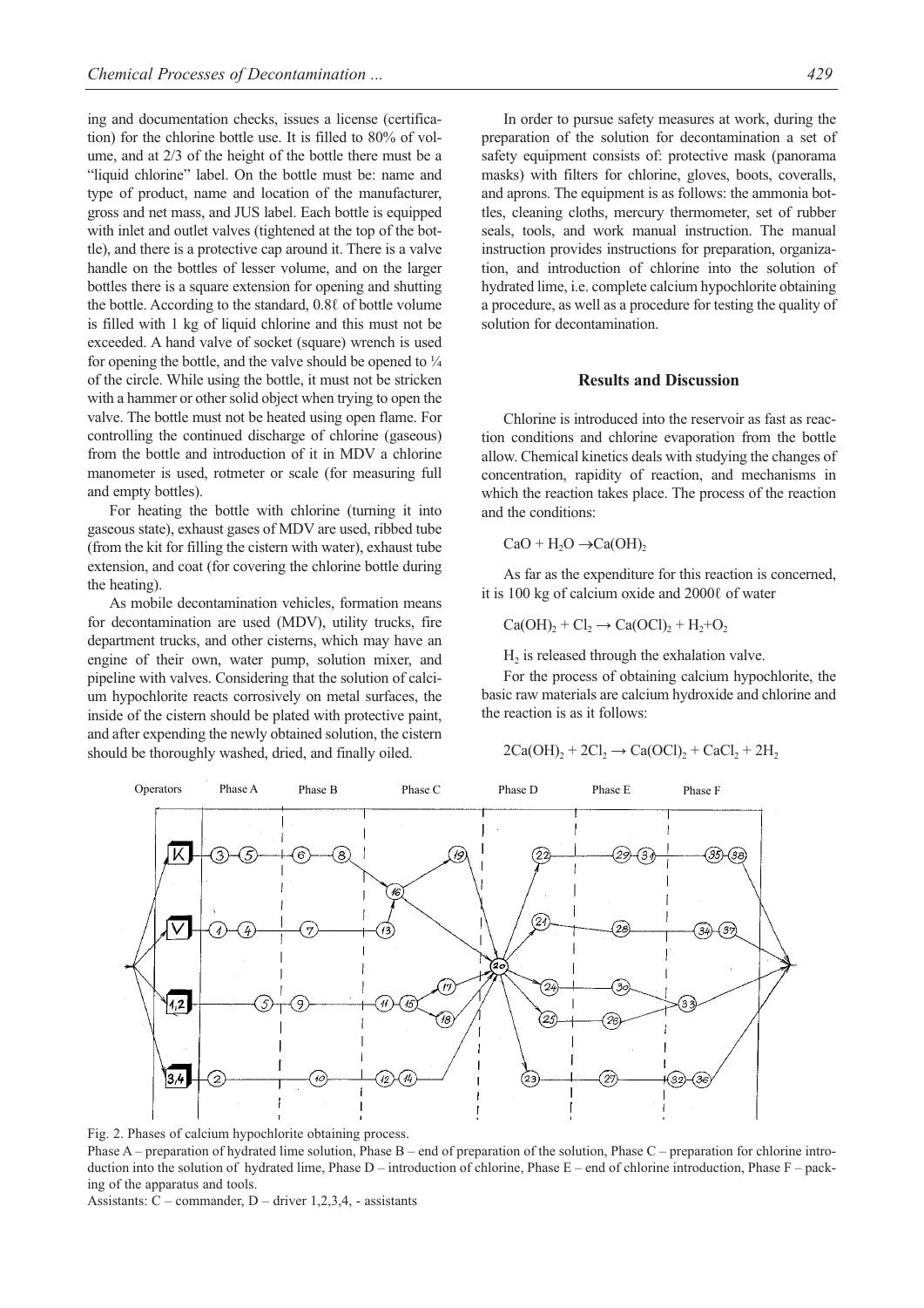ing and documentation checks, issues a license (certification) for the chlorine bottle use. It is filled to 80% of volume, and at 2/3 of the height of the bottle there must be a "liquid chlorine" label. On the bottle must be: name and type of product, name and location of the manufacturer, gross and net mass, and JUS label. Each bottle is equipped with inlet and outlet valves (tightened at the top of the bottle), and there is a protective cap around it. There is a valve handle on the bottles of lesser volume, and on the larger bottles there is a square extension for opening and shutting the bottle. According to the standard, 0.8ℓ of bottle volume is filled with 1 kg of liquid chlorine and this must not be exceeded. A hand valve of socket (square) wrench is used for opening the bottle, and the valve should be opened to ¼ of the circle. While using the bottle, it must not be stricken with a hammer or other solid object when trying to open the valve. The bottle must not be heated using open flame. For controlling the continued discharge of chlorine (gaseous) from the bottle and introduction of it in MDV a chlorine manometer is used, rotmeter or scale (for measuring full and empty bottles).

For heating the bottle with chlorine (turning it into gaseous state), exhaust gases of MDV are used, ribbed tube (from the kit for filling the cistern with water), exhaust tube extension, and coat (for covering the chlorine bottle during the heating).

As mobile decontamination vehicles, formation means for decontamination are used (MDV), utility trucks, fire department trucks, and other cisterns, which may have an engine of their own, water pump, solution mixer, and pipeline with valves. Considering that the solution of calcium hypochlorite reacts corrosively on metal surfaces, the inside of the cistern should be plated with protective paint, and after expending the newly obtained solution, the cistern should be thoroughly washed, dried, and finally oiled.

In order to pursue safety measures at work, during the preparation of the solution for decontamination a set of safety equipment consists of: protective mask (panorama masks) with filters for chlorine, gloves, boots, coveralls, and aprons. The equipment is as follows: the ammonia bottles, cleaning cloths, mercury thermometer, set of rubber seals, tools, and work manual instruction. The manual instruction provides instructions for preparation, organization, and introduction of chlorine into the solution of hydrated lime, i.e. complete calcium hypochlorite obtaining a procedure, as well as a procedure for testing the quality of solution for decontamination.

## Results and Discussion

Chlorine is introduced into the reservoir as fast as reaction conditions and chlorine evaporation from the bottle allow. Chemical kinetics deals with studying the changes of concentration, rapidity of reaction, and mechanisms in which the reaction takes place. The process of the reaction and the conditions:

$$CaO + H_2O \rightarrow Ca(OH)_2$$

As far as the expenditure for this reaction is concerned, it is 100 kg of calcium oxide and 2000ℓ of water

$$Ca(OH)_2 + Cl_2 \rightarrow Ca(OCl)_2 + H_2 + O_2$$

$H_2$ is released through the exhalation valve.

For the process of obtaining calcium hypochlorite, the basic raw materials are calcium hydroxide and chlorine and the reaction is as it follows:

$$2Ca(OH)_2 + 2Cl_2 \rightarrow Ca(OCl)_2 + CaCl_2 + 2H_2$$

Fig. 2. Phases of calcium hypochlorite obtaining process.

Phase A – preparation of hydrated lime solution, Phase B – end of preparation of the solution, Phase C – preparation for chlorine introduction into the solution of hydrated lime, Phase D – introduction of chlorine, Phase E – end of chlorine introduction, Phase F – packing of the apparatus and tools.

Assistants: C – commander, D – driver 1,2,3,4, - assistants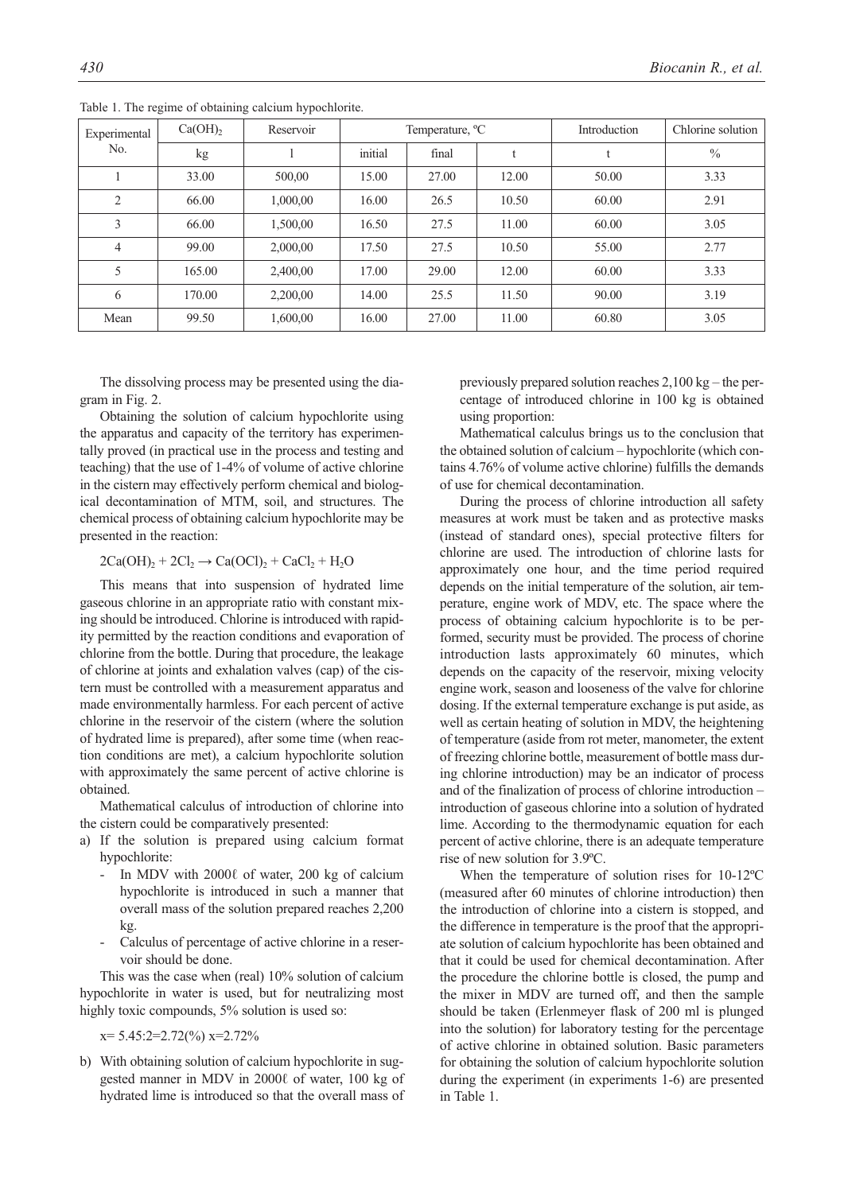Table 1. The regime of obtaining calcium hypochlorite.

| Experimental No. | $Ca(OH)_2$ | Reservoir | Temperature, ºC | | | Introduction | Chlorine solution |
|---|---|---|---|---|---|---|---|
| | kg | l | initial | final | t | t | % |
| 1 | 33.00 | 500,00 | 15.00 | 27.00 | 12.00 | 50.00 | 3.33 |
| 2 | 66.00 | 1,000,00 | 16.00 | 26.5 | 10.50 | 60.00 | 2.91 |
| 3 | 66.00 | 1,500,00 | 16.50 | 27.5 | 11.00 | 60.00 | 3.05 |
| 4 | 99.00 | 2,000,00 | 17.50 | 27.5 | 10.50 | 55.00 | 2.77 |
| 5 | 165.00 | 2,400,00 | 17.00 | 29.00 | 12.00 | 60.00 | 3.33 |
| 6 | 170.00 | 2,200,00 | 14.00 | 25.5 | 11.50 | 90.00 | 3.19 |
| Mean | 99.50 | 1,600,00 | 16.00 | 27.00 | 11.00 | 60.80 | 3.05 |

The dissolving process may be presented using the diagram in Fig. 2.

Obtaining the solution of calcium hypochlorite using the apparatus and capacity of the territory has experimentally proved (in practical use in the process and testing and teaching) that the use of 1-4% of volume of active chlorine in the cistern may effectively perform chemical and biological decontamination of MTM, soil, and structures. The chemical process of obtaining calcium hypochlorite may be presented in the reaction:

$$2Ca(OH)_2 + 2Cl_2 \rightarrow Ca(OCl)_2 + CaCl_2 + H_2O$$

This means that into suspension of hydrated lime gaseous chlorine in an appropriate ratio with constant mixing should be introduced. Chlorine is introduced with rapidity permitted by the reaction conditions and evaporation of chlorine from the bottle. During that procedure, the leakage of chlorine at joints and exhalation valves (cap) of the cistern must be controlled with a measurement apparatus and made environmentally harmless. For each percent of active chlorine in the reservoir of the cistern (where the solution of hydrated lime is prepared), after some time (when reaction conditions are met), a calcium hypochlorite solution with approximately the same percent of active chlorine is obtained.

Mathematical calculus of introduction of chlorine into the cistern could be comparatively presented:

a) If the solution is prepared using calcium format hypochlorite:
   - In MDV with 2000ℓ of water, 200 kg of calcium hypochlorite is introduced in such a manner that overall mass of the solution prepared reaches 2,200 kg.
   - Calculus of percentage of active chlorine in a reservoir should be done.

This was the case when (real) 10% solution of calcium hypochlorite in water is used, but for neutralizing most highly toxic compounds, 5% solution is used so:

x= 5.45:2=2.72(%) x=2.72%

b) With obtaining solution of calcium hypochlorite in suggested manner in MDV in 2000ℓ of water, 100 kg of hydrated lime is introduced so that the overall mass of previously prepared solution reaches 2,100 kg – the percentage of introduced chlorine in 100 kg is obtained using proportion:

Mathematical calculus brings us to the conclusion that the obtained solution of calcium – hypochlorite (which contains 4.76% of volume active chlorine) fulfills the demands of use for chemical decontamination.

During the process of chlorine introduction all safety measures at work must be taken and as protective masks (instead of standard ones), special protective filters for chlorine are used. The introduction of chlorine lasts for approximately one hour, and the time period required depends on the initial temperature of the solution, air temperature, engine work of MDV, etc. The space where the process of obtaining calcium hypochlorite is to be performed, security must be provided. The process of chorine introduction lasts approximately 60 minutes, which depends on the capacity of the reservoir, mixing velocity engine work, season and looseness of the valve for chlorine dosing. If the external temperature exchange is put aside, as well as certain heating of solution in MDV, the heightening of temperature (aside from rot meter, manometer, the extent of freezing chlorine bottle, measurement of bottle mass during chlorine introduction) may be an indicator of process and of the finalization of process of chlorine introduction – introduction of gaseous chlorine into a solution of hydrated lime. According to the thermodynamic equation for each percent of active chlorine, there is an adequate temperature rise of new solution for 3.9ºC.

When the temperature of solution rises for 10-12ºC (measured after 60 minutes of chlorine introduction) then the introduction of chlorine into a cistern is stopped, and the difference in temperature is the proof that the appropriate solution of calcium hypochlorite has been obtained and that it could be used for chemical decontamination. After the procedure the chlorine bottle is closed, the pump and the mixer in MDV are turned off, and then the sample should be taken (Erlenmeyer flask of 200 ml is plunged into the solution) for laboratory testing for the percentage of active chlorine in obtained solution. Basic parameters for obtaining the solution of calcium hypochlorite solution during the experiment (in experiments 1-6) are presented in Table 1.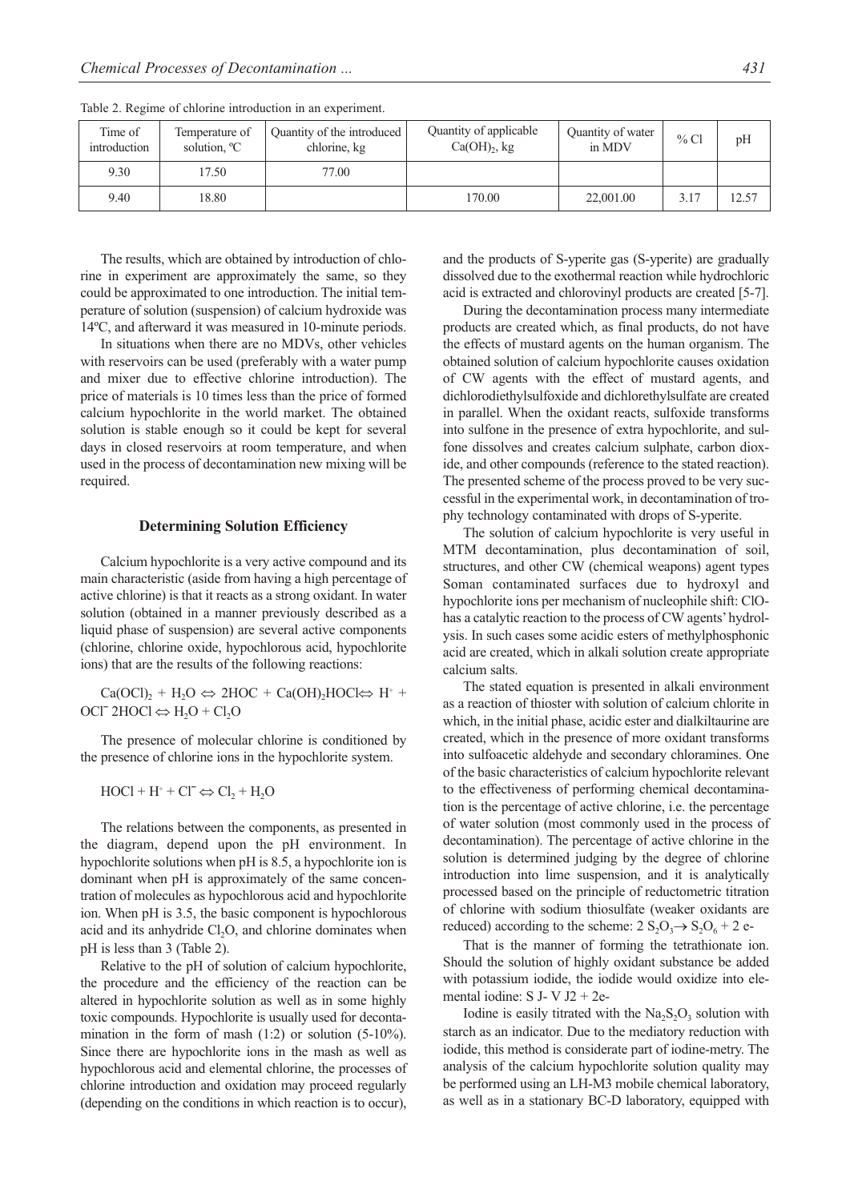Table 2. Regime of chlorine introduction in an experiment.

| Time of introduction | Temperature of solution, ºC | Quantity of the introduced chlorine, kg | Quantity of applicable $Ca(OH)_2$, kg | Quantity of water in MDV | % Cl | pH |
|---|---|---|---|---|---|---|
| 9.30 | 17.50 | 77.00 | | | | |
| 9.40 | 18.80 | | 170.00 | 22,001.00 | 3.17 | 12.57 |

The results, which are obtained by introduction of chlorine in experiment are approximately the same, so they could be approximated to one introduction. The initial temperature of solution (suspension) of calcium hydroxide was 14ºC, and afterward it was measured in 10-minute periods.

In situations when there are no MDVs, other vehicles with reservoirs can be used (preferably with a water pump and mixer due to effective chlorine introduction). The price of materials is 10 times less than the price of formed calcium hypochlorite in the world market. The obtained solution is stable enough so it could be kept for several days in closed reservoirs at room temperature, and when used in the process of decontamination new mixing will be required.

### Determining Solution Efficiency

Calcium hypochlorite is a very active compound and its main characteristic (aside from having a high percentage of active chlorine) is that it reacts as a strong oxidant. In water solution (obtained in a manner previously described as a liquid phase of suspension) are several active components (chlorine, chlorine oxide, hypochlorous acid, hypochlorite ions) that are the results of the following reactions:

$Ca(OCl)_2 + H_2O \Leftrightarrow 2HOC + Ca(OH)_2HOCl \Leftrightarrow H^+ + OCl^-$ $2HOCl \Leftrightarrow H_2O + Cl_2O$

The presence of molecular chlorine is conditioned by the presence of chlorine ions in the hypochlorite system.

$HOCl + H^+ + Cl^- \Leftrightarrow Cl_2 + H_2O$

The relations between the components, as presented in the diagram, depend upon the pH environment. In hypochlorite solutions when pH is 8.5, a hypochlorite ion is dominant when pH is approximately of the same concentration of molecules as hypochlorous acid and hypochlorite ion. When pH is 3.5, the basic component is hypochlorous acid and its anhydride $Cl_2O$, and chlorine dominates when pH is less than 3 (Table 2).

Relative to the pH of solution of calcium hypochlorite, the procedure and the efficiency of the reaction can be altered in hypochlorite solution as well as in some highly toxic compounds. Hypochlorite is usually used for decontamination in the form of mash (1:2) or solution (5-10%). Since there are hypochlorite ions in the mash as well as hypochlorous acid and elemental chlorine, the processes of chlorine introduction and oxidation may proceed regularly (depending on the conditions in which reaction is to occur), and the products of S-yperite gas (S-yperite) are gradually dissolved due to the exothermal reaction while hydrochloric acid is extracted and chlorovinyl products are created [5-7].

During the decontamination process many intermediate products are created which, as final products, do not have the effects of mustard agents on the human organism. The obtained solution of calcium hypochlorite causes oxidation of CW agents with the effect of mustard agents, and dichlorodiethylsulfoxide and dichlorethylsulfate are created in parallel. When the oxidant reacts, sulfoxide transforms into sulfone in the presence of extra hypochlorite, and sulfone dissolves and creates calcium sulphate, carbon dioxide, and other compounds (reference to the stated reaction). The presented scheme of the process proved to be very successful in the experimental work, in decontamination of trophy technology contaminated with drops of S-yperite.

The solution of calcium hypochlorite is very useful in MTM decontamination, plus decontamination of soil, structures, and other CW (chemical weapons) agent types Soman contaminated surfaces due to hydroxyl and hypochlorite ions per mechanism of nucleophile shift: ClO- has a catalytic reaction to the process of CW agents' hydrolysis. In such cases some acidic esters of methylphosphonic acid are created, which in alkali solution create appropriate calcium salts.

The stated equation is presented in alkali environment as a reaction of thiester with solution of calcium chlorite in which, in the initial phase, acidic ester and dialkiltaurine are created, which in the presence of more oxidant transforms into sulfoacetic aldehyde and secondary chloramines. One of the basic characteristics of calcium hypochlorite relevant to the effectiveness of performing chemical decontamination is the percentage of active chlorine, i.e. the percentage of water solution (most commonly used in the process of decontamination). The percentage of active chlorine in the solution is determined judging by the degree of chlorine introduction into lime suspension, and it is analytically processed based on the principle of reductometric titration of chlorine with sodium thiosulfate (weaker oxidants are reduced) according to the scheme: $2\ S_2O_3 \rightarrow S_2O_6 + 2\ e$-

That is the manner of forming the tetrathionate ion. Should the solution of highly oxidant substance be added with potassium iodide, the iodide would oxidize into elemental iodine: S J- V J2 + 2e-

Iodine is easily titrated with the $Na_2S_2O_3$ solution with starch as an indicator. Due to the mediatory reduction with iodide, this method is considerate part of iodine-metry. The analysis of the calcium hypochlorite solution quality may be performed using an LH-M3 mobile chemical laboratory, as well as in a stationary BC-D laboratory, equipped with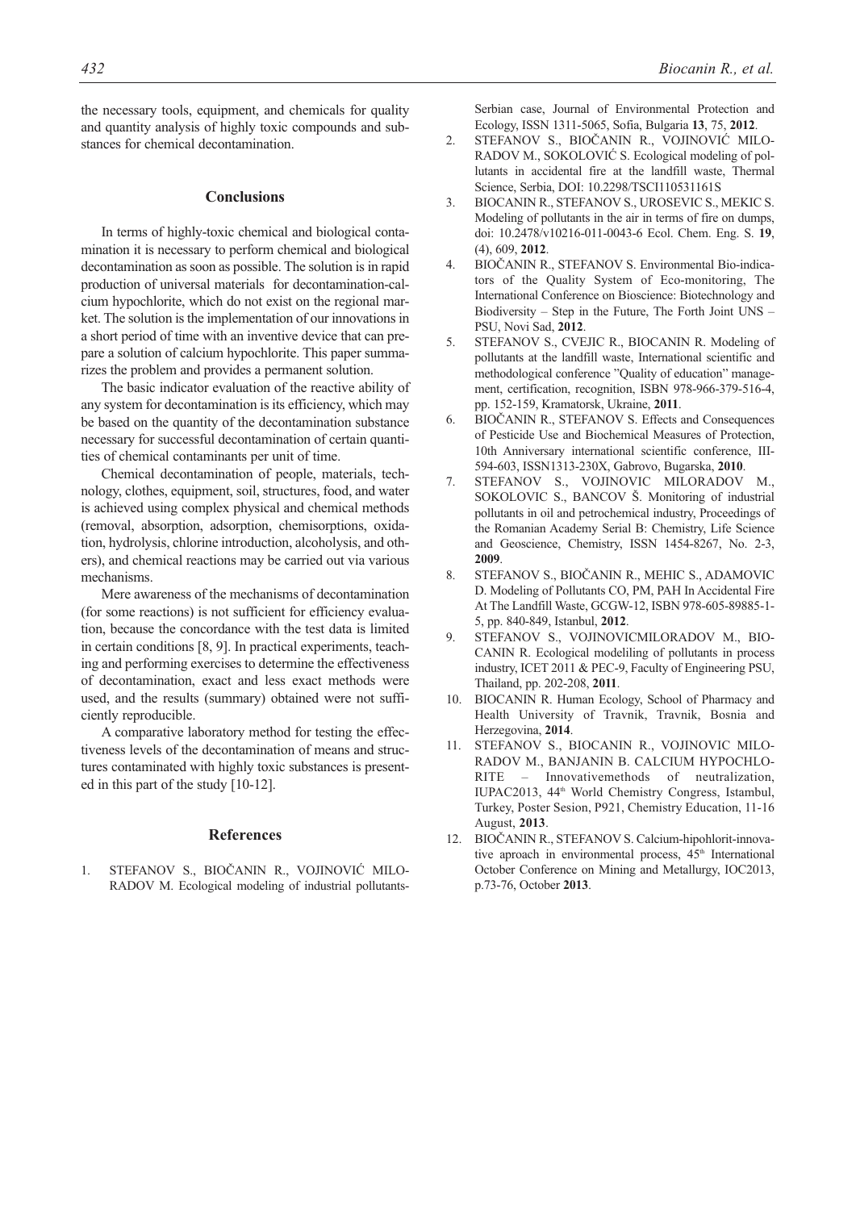the necessary tools, equipment, and chemicals for quality and quantity analysis of highly toxic compounds and substances for chemical decontamination.

## Conclusions

In terms of highly-toxic chemical and biological contamination it is necessary to perform chemical and biological decontamination as soon as possible. The solution is in rapid production of universal materials for decontamination-calcium hypochlorite, which do not exist on the regional market. The solution is the implementation of our innovations in a short period of time with an inventive device that can prepare a solution of calcium hypochlorite. This paper summarizes the problem and provides a permanent solution.

The basic indicator evaluation of the reactive ability of any system for decontamination is its efficiency, which may be based on the quantity of the decontamination substance necessary for successful decontamination of certain quantities of chemical contaminants per unit of time.

Chemical decontamination of people, materials, technology, clothes, equipment, soil, structures, food, and water is achieved using complex physical and chemical methods (removal, absorption, adsorption, chemisorptions, oxidation, hydrolysis, chlorine introduction, alcoholysis, and others), and chemical reactions may be carried out via various mechanisms.

Mere awareness of the mechanisms of decontamination (for some reactions) is not sufficient for efficiency evaluation, because the concordance with the test data is limited in certain conditions [8, 9]. In practical experiments, teaching and performing exercises to determine the effectiveness of decontamination, exact and less exact methods were used, and the results (summary) obtained were not sufficiently reproducible.

A comparative laboratory method for testing the effectiveness levels of the decontamination of means and structures contaminated with highly toxic substances is presented in this part of the study [10-12].

## References

1. STEFANOV S., BIOČANIN R., VOJINOVIĆ MILORADOV M. Ecological modeling of industrial pollutants-Serbian case, Journal of Environmental Protection and Ecology, ISSN 1311-5065, Sofia, Bulgaria **13**, 75, **2012**.
2. STEFANOV S., BIOČANIN R., VOJINOVIĆ MILORADOV M., SOKOLOVIĆ S. Ecological modeling of pollutants in accidental fire at the landfill waste, Thermal Science, Serbia, DOI: 10.2298/TSCI110531161S
3. BIOCANIN R., STEFANOV S., UROSEVIC S., MEKIC S. Modeling of pollutants in the air in terms of fire on dumps, doi: 10.2478/v10216-011-0043-6 Ecol. Chem. Eng. S. **19**, (4), 609, **2012**.
4. BIOČANIN R., STEFANOV S. Environmental Bio-indicators of the Quality System of Eco-monitoring, The International Conference on Bioscience: Biotechnology and Biodiversity – Step in the Future, The Forth Joint UNS – PSU, Novi Sad, **2012**.
5. STEFANOV S., CVEJIC R., BIOCANIN R. Modeling of pollutants at the landfill waste, International scientific and methodological conference "Quality of education" management, certification, recognition, ISBN 978-966-379-516-4, pp. 152-159, Kramatorsk, Ukraine, **2011**.
6. BIOČANIN R., STEFANOV S. Effects and Consequences of Pesticide Use and Biochemical Measures of Protection, 10th Anniversary international scientific conference, III-594-603, ISSN1313-230X, Gabrovo, Bugarska, **2010**.
7. STEFANOV S., VOJINOVIC MILORADOV M., SOKOLOVIC S., BANCOV Š. Monitoring of industrial pollutants in oil and petrochemical industry, Proceedings of the Romanian Academy Serial B: Chemistry, Life Science and Geoscience, Chemistry, ISSN 1454-8267, No. 2-3, **2009**.
8. STEFANOV S., BIOČANIN R., MEHIC S., ADAMOVIC D. Modeling of Pollutants CO, PM, PAH In Accidental Fire At The Landfill Waste, GCGW-12, ISBN 978-605-89885-1-5, pp. 840-849, Istanbul, **2012**.
9. STEFANOV S., VOJINOVICMILORADOV M., BIOCANIN R. Ecological modeliling of pollutants in process industry, ICET 2011 & PEC-9, Faculty of Engineering PSU, Thailand, pp. 202-208, **2011**.
10. BIOCANIN R. Human Ecology, School of Pharmacy and Health University of Travnik, Travnik, Bosnia and Herzegovina, **2014**.
11. STEFANOV S., BIOCANIN R., VOJINOVIC MILORADOV M., BANJANIN B. CALCIUM HYPOCHLORITE – Innovativemethods of neutralization, IUPAC2013, 44th World Chemistry Congress, Istambul, Turkey, Poster Sesion, P921, Chemistry Education, 11-16 August, **2013**.
12. BIOČANIN R., STEFANOV S. Calcium-hipohlorit-innovative aproach in environmental process, 45th International October Conference on Mining and Metallurgy, IOC2013, p.73-76, October **2013**.